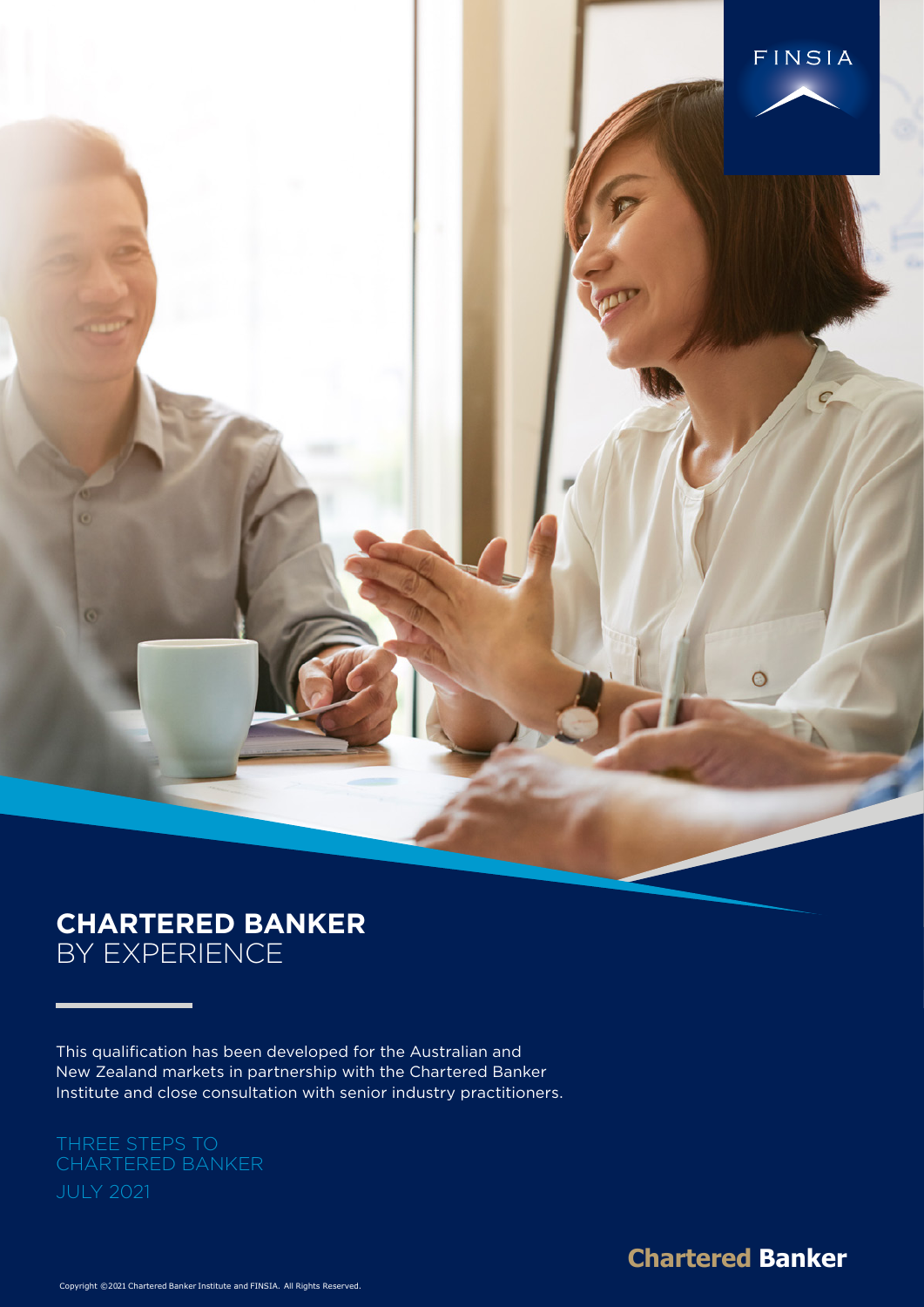FINSIA

# CHARTERED BANKER BY EXPERIENCE

This qualification has been developed for the Australian and New Zealand markets in partnership with the Chartered Banker Institute and close consultation with senior industry practitioners.

THREE STEPS TO CHARTERED BANKER
JULY 2021

Chartered Banker

Copyright ©2021 Chartered Banker Institute and FINSIA. All Rights Reserved.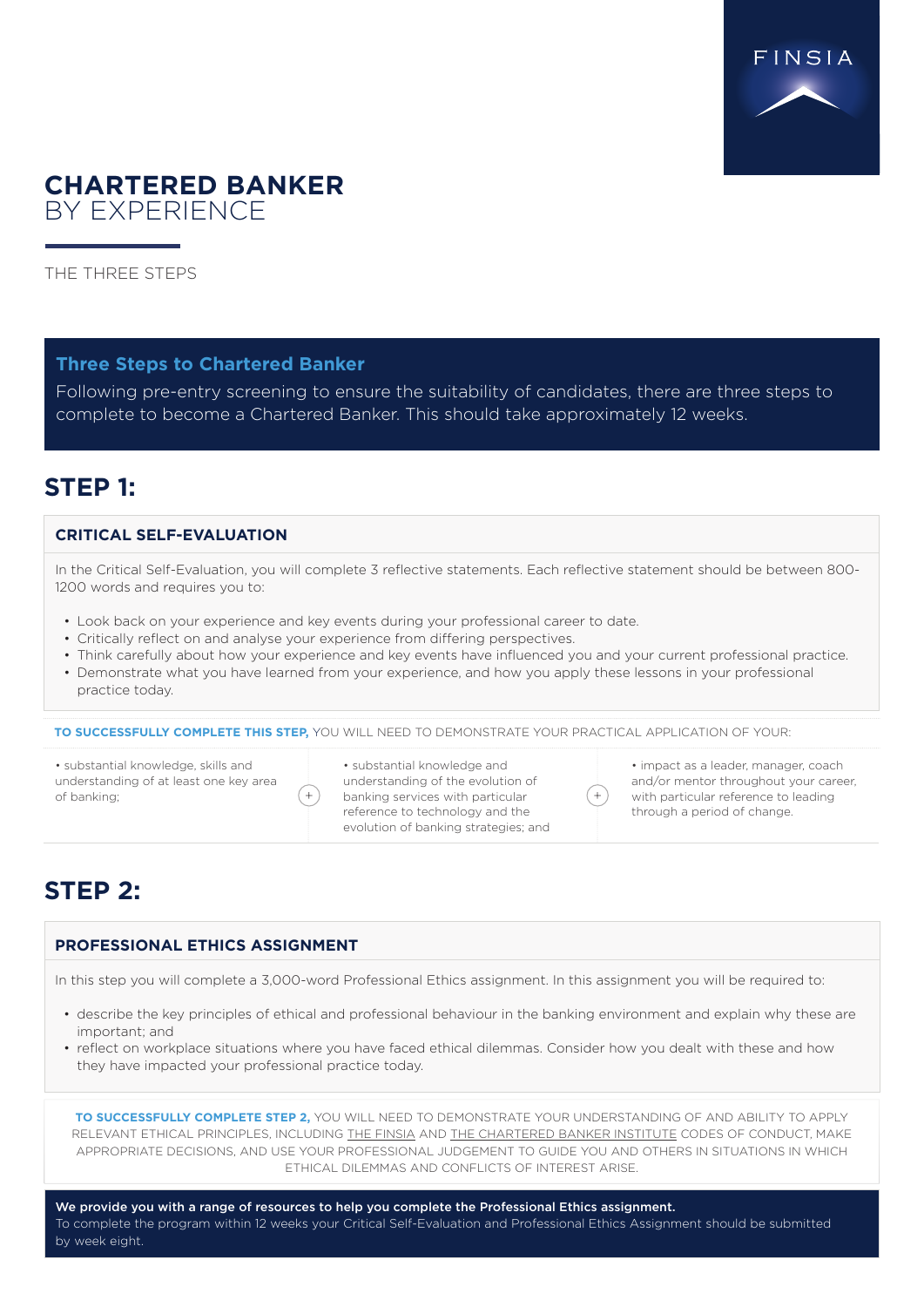# CHARTERED BANKER
BY EXPERIENCE

THE THREE STEPS

## Three Steps to Chartered Banker

Following pre-entry screening to ensure the suitability of candidates, there are three steps to complete to become a Chartered Banker. This should take approximately 12 weeks.

## STEP 1:

### CRITICAL SELF-EVALUATION

In the Critical Self-Evaluation, you will complete 3 reflective statements. Each reflective statement should be between 800-1200 words and requires you to:

- Look back on your experience and key events during your professional career to date.
- Critically reflect on and analyse your experience from differing perspectives.
- Think carefully about how your experience and key events have influenced you and your current professional practice.
- Demonstrate what you have learned from your experience, and how you apply these lessons in your professional practice today.

**TO SUCCESSFULLY COMPLETE THIS STEP,** YOU WILL NEED TO DEMONSTRATE YOUR PRACTICAL APPLICATION OF YOUR:

- substantial knowledge, skills and understanding of at least one key area of banking;
- substantial knowledge and understanding of the evolution of banking services with particular reference to technology and the evolution of banking strategies; and
- impact as a leader, manager, coach and/or mentor throughout your career, with particular reference to leading through a period of change.

## STEP 2:

### PROFESSIONAL ETHICS ASSIGNMENT

In this step you will complete a 3,000-word Professional Ethics assignment. In this assignment you will be required to:

- describe the key principles of ethical and professional behaviour in the banking environment and explain why these are important; and
- reflect on workplace situations where you have faced ethical dilemmas. Consider how you dealt with these and how they have impacted your professional practice today.

**TO SUCCESSFULLY COMPLETE STEP 2,** YOU WILL NEED TO DEMONSTRATE YOUR UNDERSTANDING OF AND ABILITY TO APPLY RELEVANT ETHICAL PRINCIPLES, INCLUDING THE FINSIA AND THE CHARTERED BANKER INSTITUTE CODES OF CONDUCT, MAKE APPROPRIATE DECISIONS, AND USE YOUR PROFESSIONAL JUDGEMENT TO GUIDE YOU AND OTHERS IN SITUATIONS IN WHICH ETHICAL DILEMMAS AND CONFLICTS OF INTEREST ARISE.

**We provide you with a range of resources to help you complete the Professional Ethics assignment.**
To complete the program within 12 weeks your Critical Self-Evaluation and Professional Ethics Assignment should be submitted by week eight.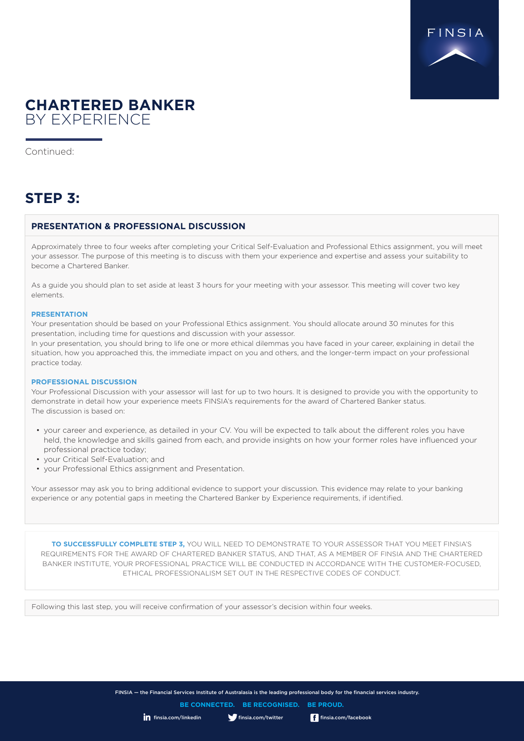# CHARTERED BANKER BY EXPERIENCE

Continued:

## STEP 3:

### PRESENTATION & PROFESSIONAL DISCUSSION

Approximately three to four weeks after completing your Critical Self-Evaluation and Professional Ethics assignment, you will meet your assessor. The purpose of this meeting is to discuss with them your experience and expertise and assess your suitability to become a Chartered Banker.

As a guide you should plan to set aside at least 3 hours for your meeting with your assessor. This meeting will cover two key elements.

**PRESENTATION**

Your presentation should be based on your Professional Ethics assignment. You should allocate around 30 minutes for this presentation, including time for questions and discussion with your assessor.

In your presentation, you should bring to life one or more ethical dilemmas you have faced in your career, explaining in detail the situation, how you approached this, the immediate impact on you and others, and the longer-term impact on your professional practice today.

**PROFESSIONAL DISCUSSION**

Your Professional Discussion with your assessor will last for up to two hours. It is designed to provide you with the opportunity to demonstrate in detail how your experience meets FINSIA's requirements for the award of Chartered Banker status.

The discussion is based on:

- your career and experience, as detailed in your CV. You will be expected to talk about the different roles you have held, the knowledge and skills gained from each, and provide insights on how your former roles have influenced your professional practice today;
- your Critical Self-Evaluation; and
- your Professional Ethics assignment and Presentation.

Your assessor may ask you to bring additional evidence to support your discussion. This evidence may relate to your banking experience or any potential gaps in meeting the Chartered Banker by Experience requirements, if identified.

**TO SUCCESSFULLY COMPLETE STEP 3,** YOU WILL NEED TO DEMONSTRATE TO YOUR ASSESSOR THAT YOU MEET FINSIA'S REQUIREMENTS FOR THE AWARD OF CHARTERED BANKER STATUS, AND THAT, AS A MEMBER OF FINSIA AND THE CHARTERED BANKER INSTITUTE, YOUR PROFESSIONAL PRACTICE WILL BE CONDUCTED IN ACCORDANCE WITH THE CUSTOMER-FOCUSED, ETHICAL PROFESSIONALISM SET OUT IN THE RESPECTIVE CODES OF CONDUCT.

Following this last step, you will receive confirmation of your assessor's decision within four weeks.